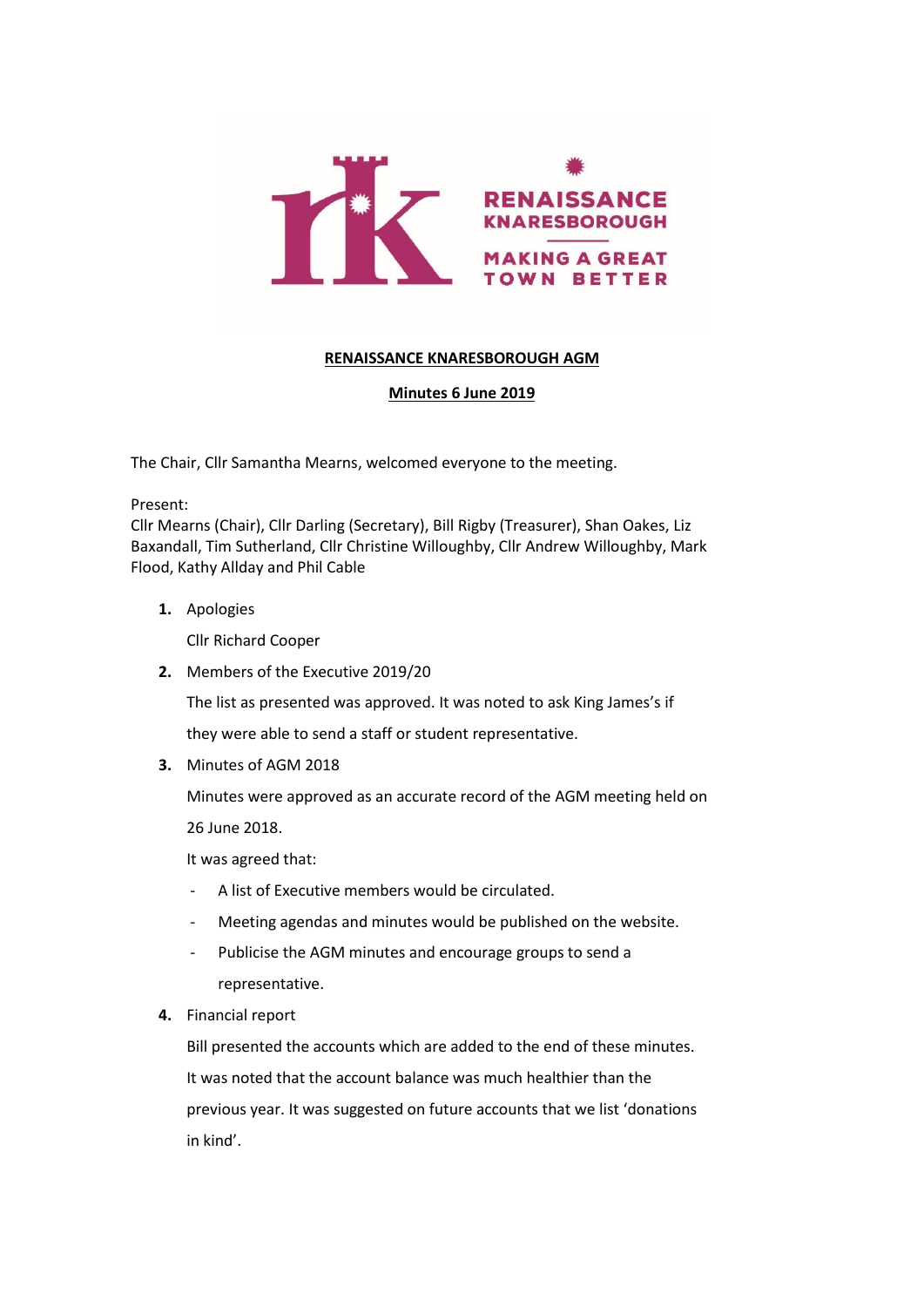# RENAISSANCE KNARESBOROUGH AGM

## Minutes 6 June 2019

The Chair, Cllr Samantha Mearns, welcomed everyone to the meeting.

Present:
Cllr Mearns (Chair), Cllr Darling (Secretary), Bill Rigby (Treasurer), Shan Oakes, Liz Baxandall, Tim Sutherland, Cllr Christine Willoughby, Cllr Andrew Willoughby, Mark Flood, Kathy Allday and Phil Cable

1. **Apologies**

   Cllr Richard Cooper

2. **Members of the Executive 2019/20**

   The list as presented was approved. It was noted to ask King James's if they were able to send a staff or student representative.

3. **Minutes of AGM 2018**

   Minutes were approved as an accurate record of the AGM meeting held on 26 June 2018.

   It was agreed that:

   - A list of Executive members would be circulated.
   - Meeting agendas and minutes would be published on the website.
   - Publicise the AGM minutes and encourage groups to send a representative.

4. **Financial report**

   Bill presented the accounts which are added to the end of these minutes. It was noted that the account balance was much healthier than the previous year. It was suggested on future accounts that we list 'donations in kind'.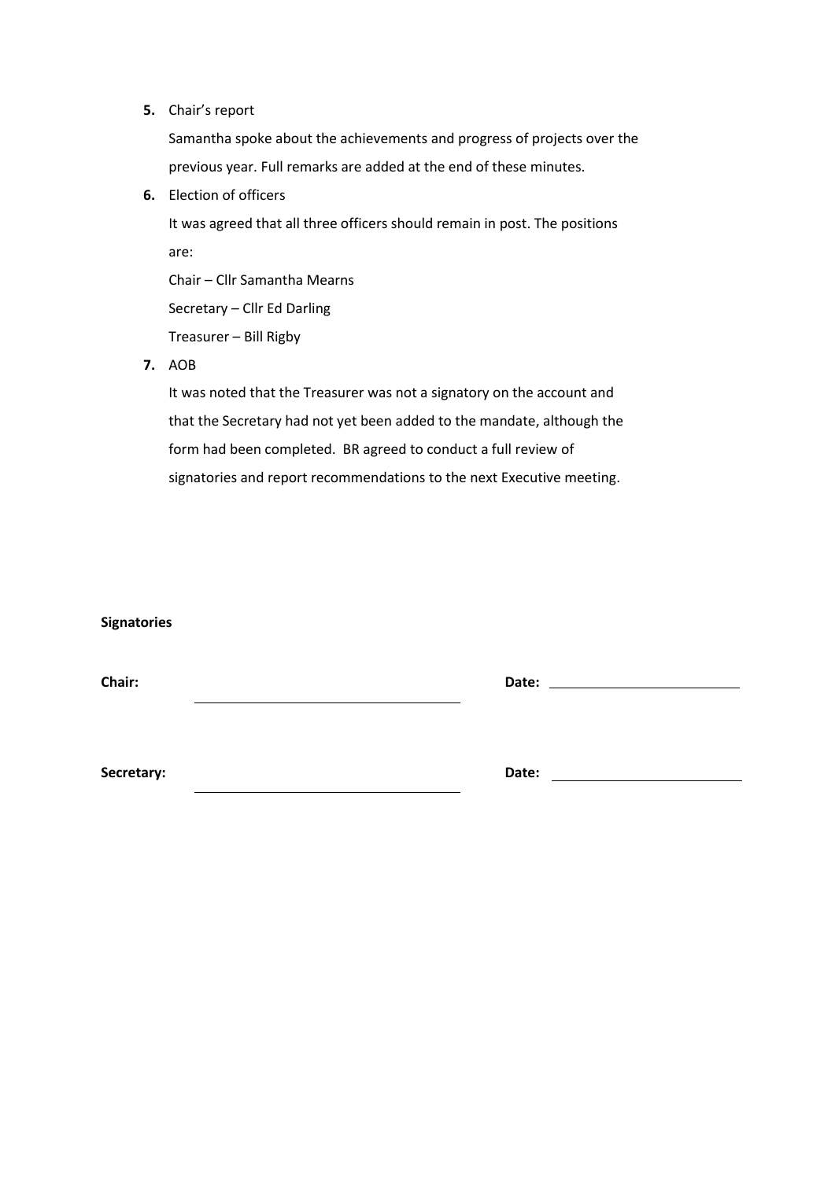**5.** Chair's report

Samantha spoke about the achievements and progress of projects over the previous year. Full remarks are added at the end of these minutes.

**6.** Election of officers

It was agreed that all three officers should remain in post. The positions are:

Chair – Cllr Samantha Mearns

Secretary – Cllr Ed Darling

Treasurer – Bill Rigby

**7.** AOB

It was noted that the Treasurer was not a signatory on the account and that the Secretary had not yet been added to the mandate, although the form had been completed. BR agreed to conduct a full review of signatories and report recommendations to the next Executive meeting.

**Signatories**

**Chair:** ______________________________ **Date:** ______________________

**Secretary:** ______________________________ **Date:** ______________________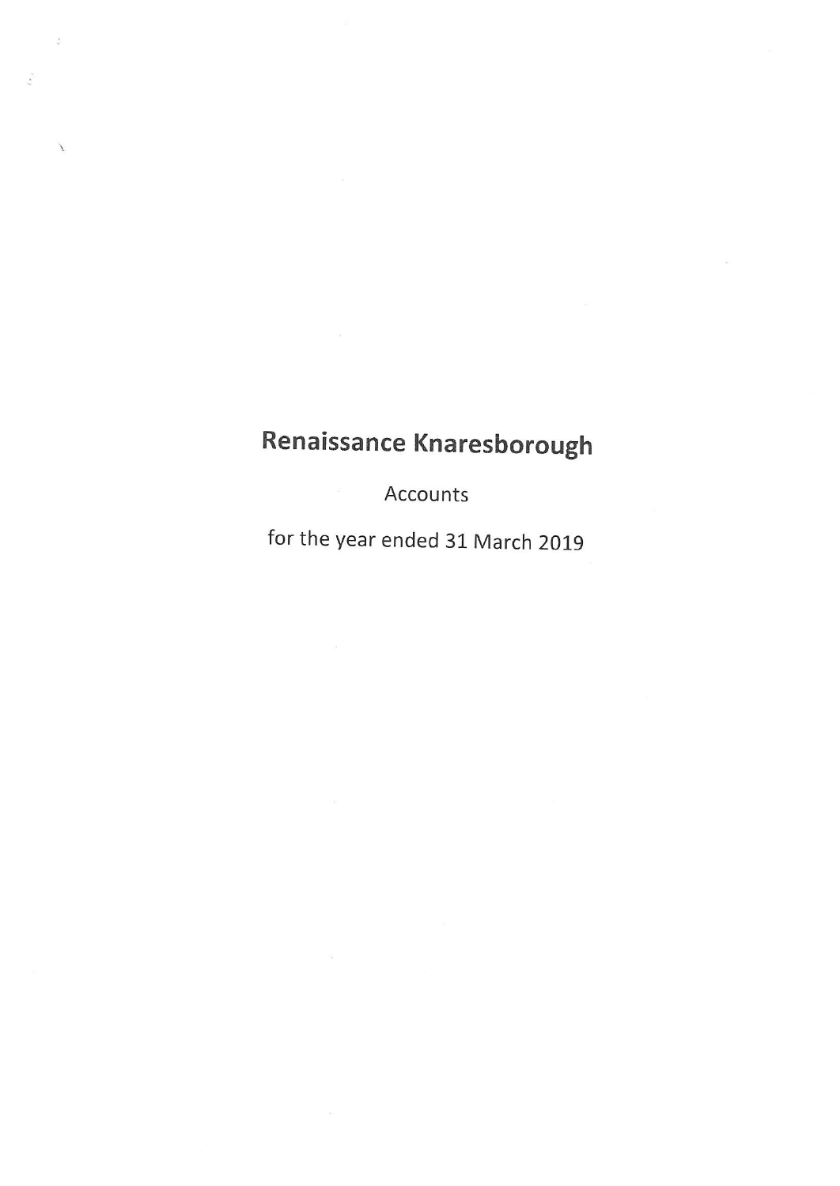# Renaissance Knaresborough

Accounts

for the year ended 31 March 2019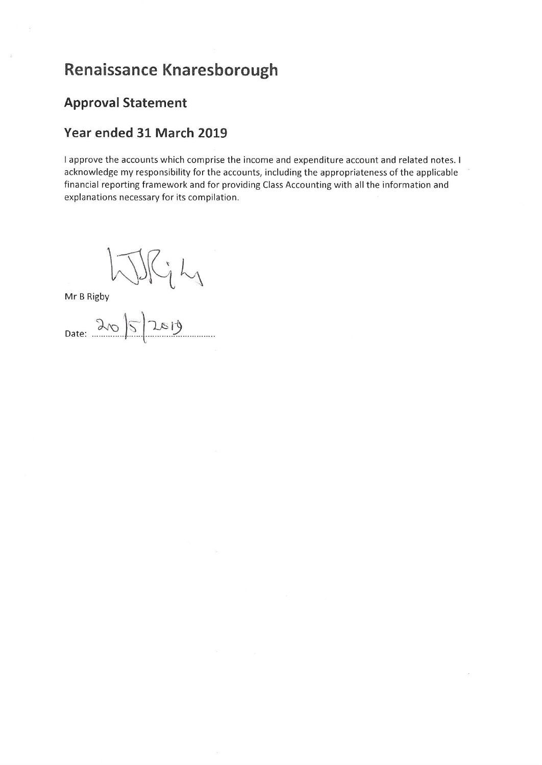# Renaissance Knaresborough

## Approval Statement

## Year ended 31 March 2019

I approve the accounts which comprise the income and expenditure account and related notes. I acknowledge my responsibility for the accounts, including the appropriateness of the applicable financial reporting framework and for providing Class Accounting with all the information and explanations necessary for its compilation.

Mr B Rigby

Date: 20/5/2019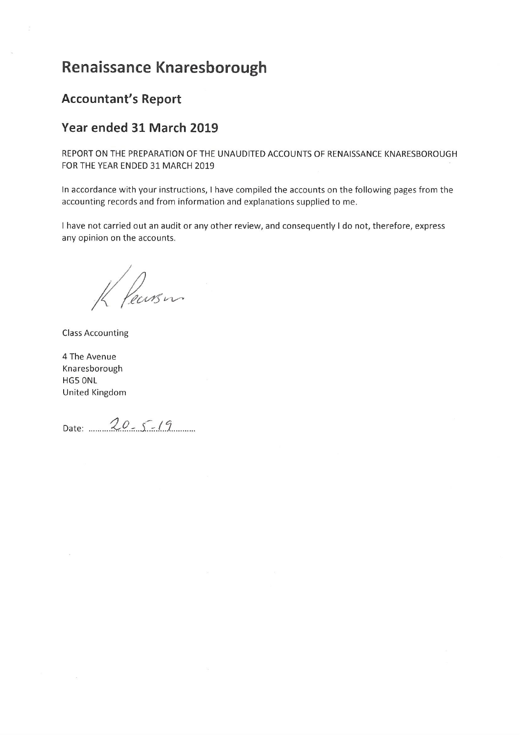# Renaissance Knaresborough

## Accountant's Report

## Year ended 31 March 2019

REPORT ON THE PREPARATION OF THE UNAUDITED ACCOUNTS OF RENAISSANCE KNARESBOROUGH FOR THE YEAR ENDED 31 MARCH 2019

In accordance with your instructions, I have compiled the accounts on the following pages from the accounting records and from information and explanations supplied to me.

I have not carried out an audit or any other review, and consequently I do not, therefore, express any opinion on the accounts.

K Pearson

Class Accounting

4 The Avenue
Knaresborough
HG5 0NL
United Kingdom

Date: 20-5-19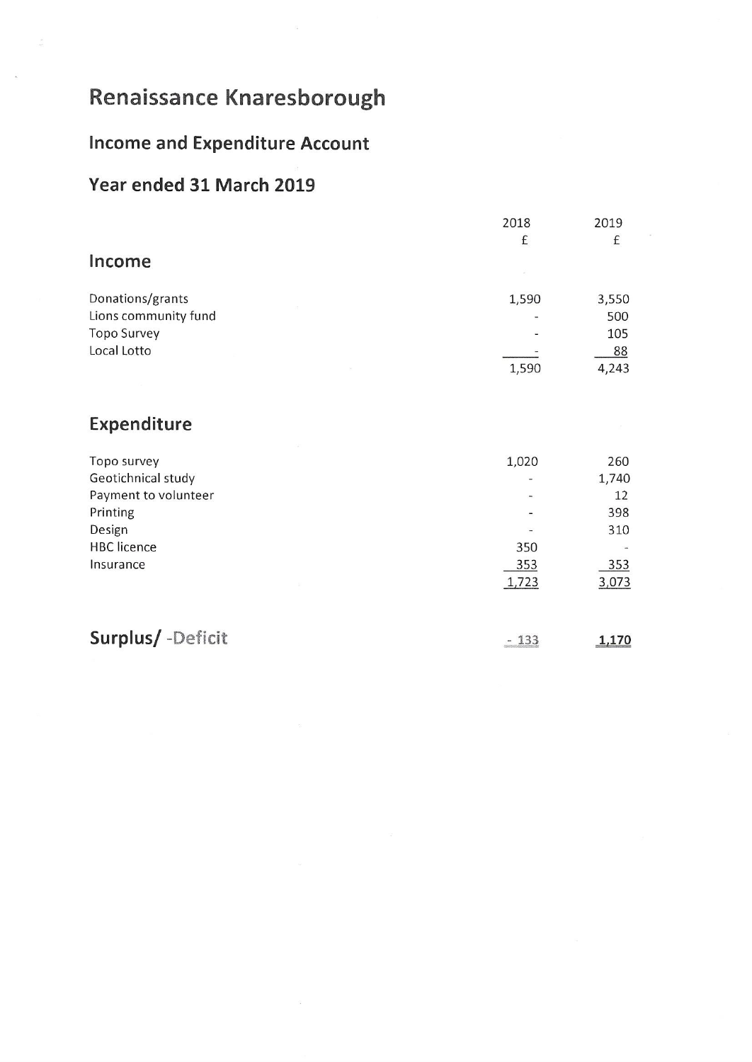# Renaissance Knaresborough

## Income and Expenditure Account

## Year ended 31 March 2019

| | 2018 | 2019 |
|---|---|---|
| | £ | £ |
| **Income** | | |
| Donations/grants | 1,590 | 3,550 |
| Lions community fund | - | 500 |
| Topo Survey | - | 105 |
| Local Lotto | - | 88 |
| | 1,590 | 4,243 |
| **Expenditure** | | |
| Topo survey | 1,020 | 260 |
| Geotichnical study | - | 1,740 |
| Payment to volunteer | - | 12 |
| Printing | - | 398 |
| Design | - | 310 |
| HBC licence | 350 | - |
| Insurance | 353 | 353 |
| | 1,723 | 3,073 |
| **Surplus/ -Deficit** | - 133 | 1,170 |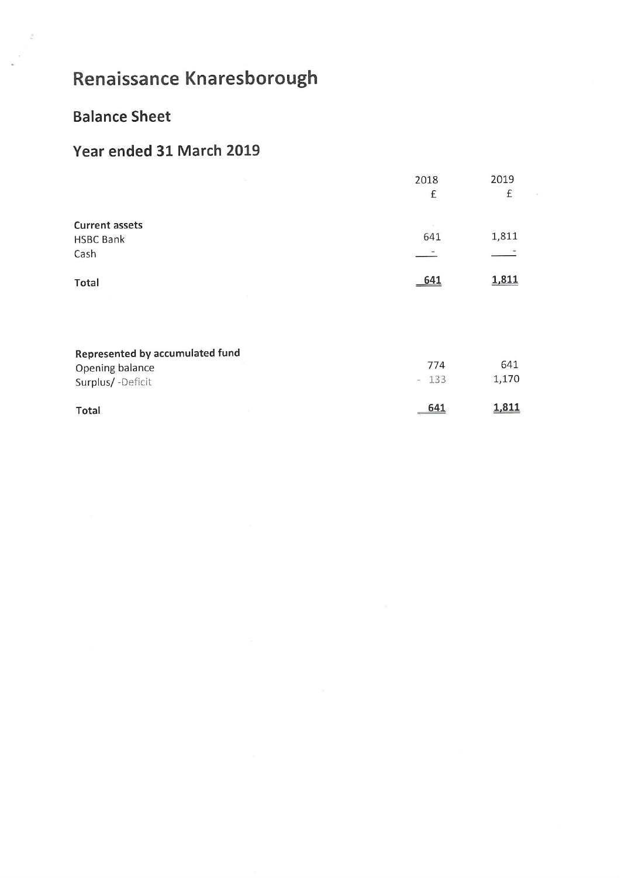# Renaissance Knaresborough

## Balance Sheet

## Year ended 31 March 2019

| | 2018 | 2019 |
|---|---|---|
| | £ | £ |
| **Current assets** | | |
| HSBC Bank | 641 | 1,811 |
| Cash | - | - |
| **Total** | 641 | 1,811 |
| | | |
| **Represented by accumulated fund** | | |
| Opening balance | 774 | 641 |
| Surplus/ -Deficit | - 133 | 1,170 |
| **Total** | 641 | 1,811 |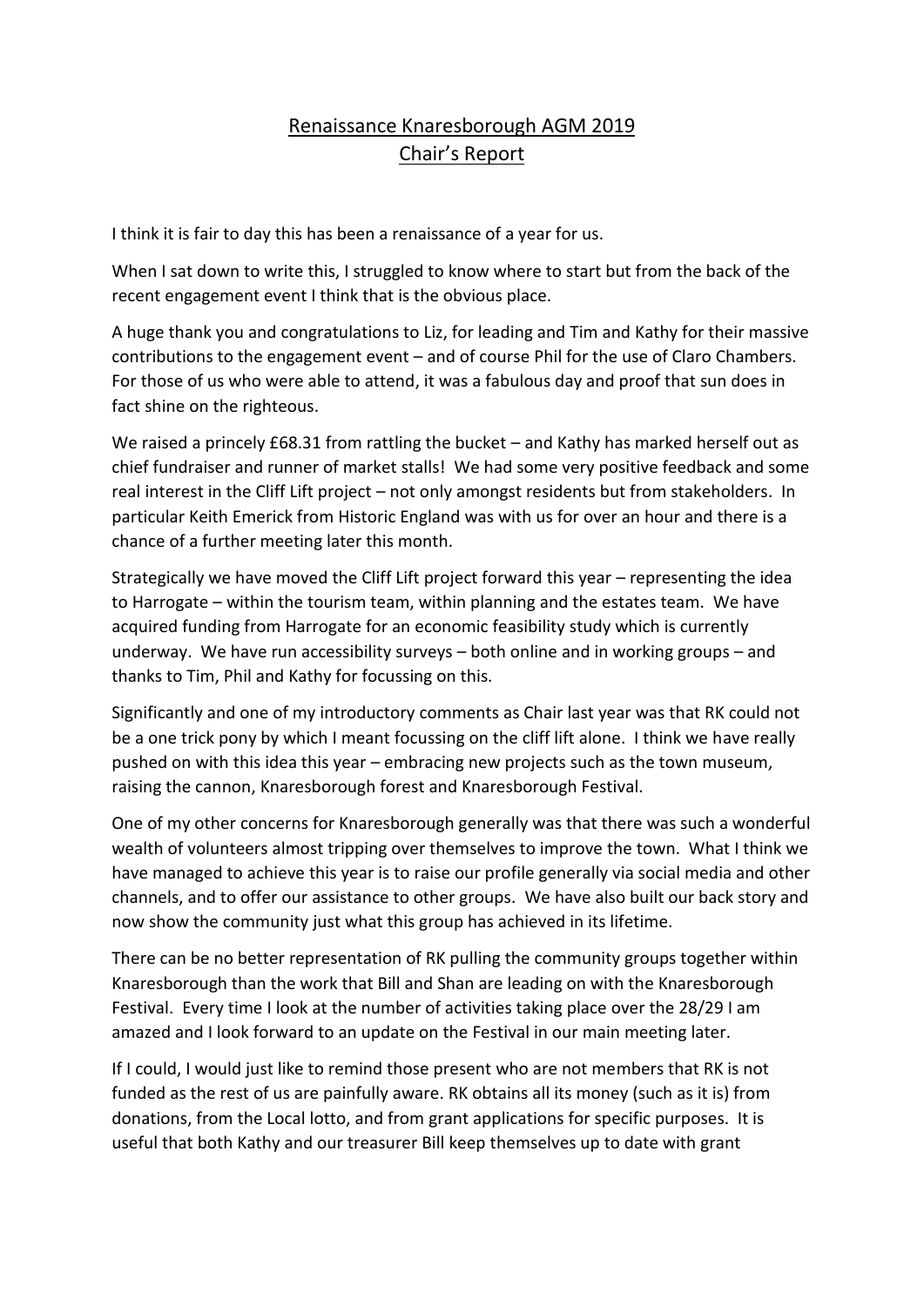# Renaissance Knaresborough AGM 2019
## Chair's Report

I think it is fair to day this has been a renaissance of a year for us.

When I sat down to write this, I struggled to know where to start but from the back of the recent engagement event I think that is the obvious place.

A huge thank you and congratulations to Liz, for leading and Tim and Kathy for their massive contributions to the engagement event – and of course Phil for the use of Claro Chambers. For those of us who were able to attend, it was a fabulous day and proof that sun does in fact shine on the righteous.

We raised a princely £68.31 from rattling the bucket – and Kathy has marked herself out as chief fundraiser and runner of market stalls! We had some very positive feedback and some real interest in the Cliff Lift project – not only amongst residents but from stakeholders. In particular Keith Emerick from Historic England was with us for over an hour and there is a chance of a further meeting later this month.

Strategically we have moved the Cliff Lift project forward this year – representing the idea to Harrogate – within the tourism team, within planning and the estates team. We have acquired funding from Harrogate for an economic feasibility study which is currently underway. We have run accessibility surveys – both online and in working groups – and thanks to Tim, Phil and Kathy for focussing on this.

Significantly and one of my introductory comments as Chair last year was that RK could not be a one trick pony by which I meant focussing on the cliff lift alone. I think we have really pushed on with this idea this year – embracing new projects such as the town museum, raising the cannon, Knaresborough forest and Knaresborough Festival.

One of my other concerns for Knaresborough generally was that there was such a wonderful wealth of volunteers almost tripping over themselves to improve the town. What I think we have managed to achieve this year is to raise our profile generally via social media and other channels, and to offer our assistance to other groups. We have also built our back story and now show the community just what this group has achieved in its lifetime.

There can be no better representation of RK pulling the community groups together within Knaresborough than the work that Bill and Shan are leading on with the Knaresborough Festival. Every time I look at the number of activities taking place over the 28/29 I am amazed and I look forward to an update on the Festival in our main meeting later.

If I could, I would just like to remind those present who are not members that RK is not funded as the rest of us are painfully aware. RK obtains all its money (such as it is) from donations, from the Local lotto, and from grant applications for specific purposes. It is useful that both Kathy and our treasurer Bill keep themselves up to date with grant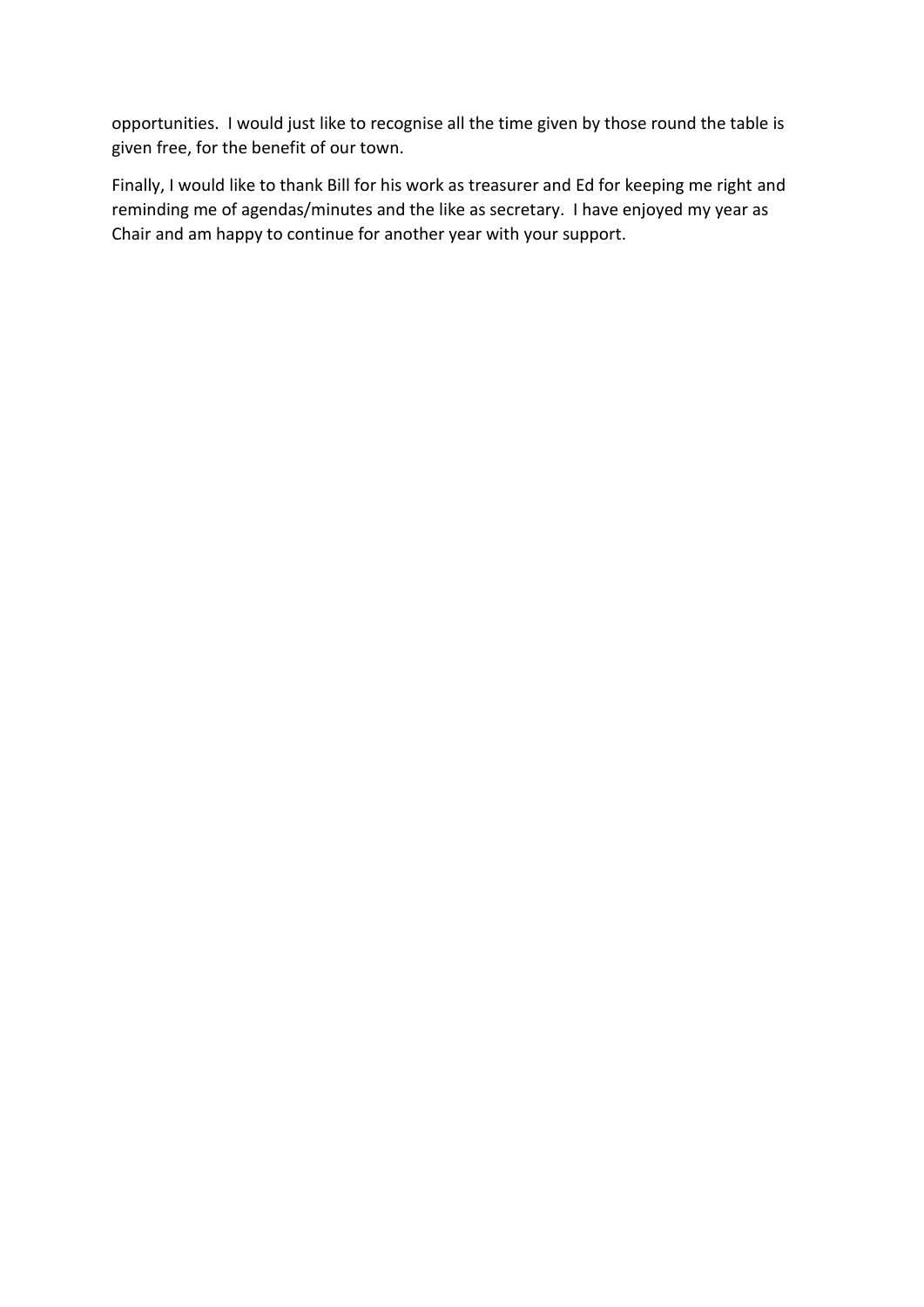opportunities. I would just like to recognise all the time given by those round the table is given free, for the benefit of our town.

Finally, I would like to thank Bill for his work as treasurer and Ed for keeping me right and reminding me of agendas/minutes and the like as secretary. I have enjoyed my year as Chair and am happy to continue for another year with your support.